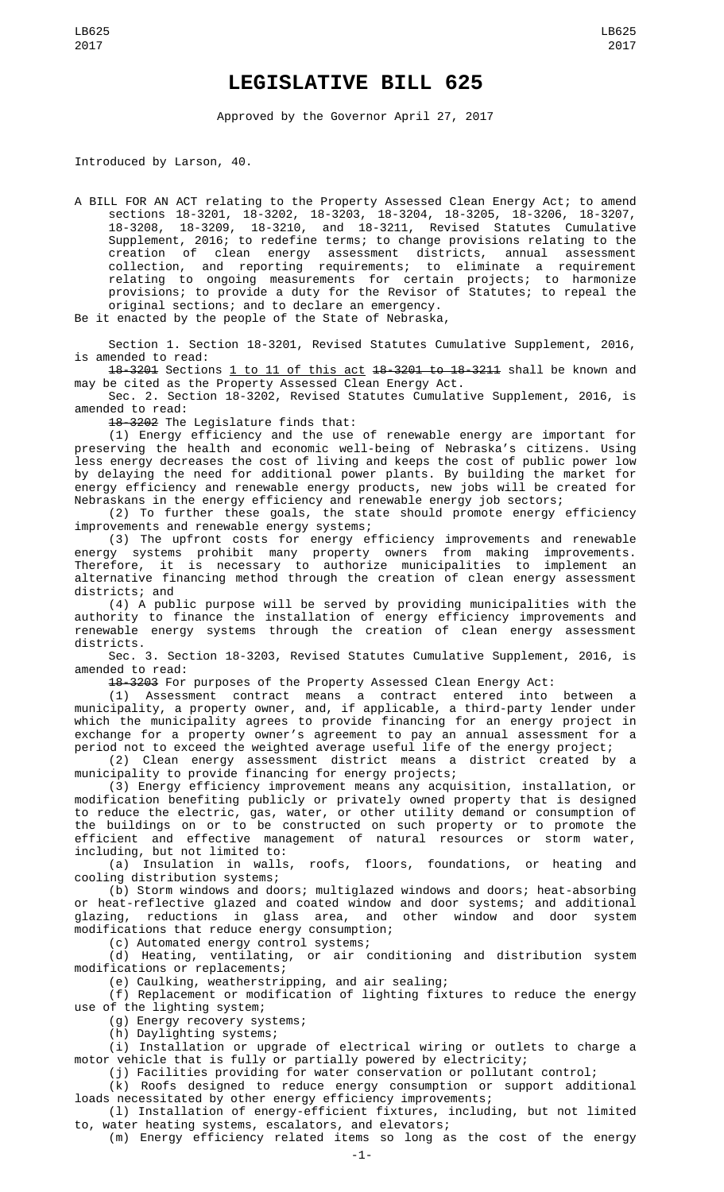# LEGISLATIVE BILL 625

Approved by the Governor April 27, 2017

Introduced by Larson, 40.

A BILL FOR AN ACT relating to the Property Assessed Clean Energy Act; to amend sections 18-3201, 18-3202, 18-3203, 18-3204, 18-3205, 18-3206, 18-3207, 18-3208, 18-3209, 18-3210, and 18-3211, Revised Statutes Cumulative Supplement, 2016; to redefine terms; to change provisions relating to the creation of clean energy assessment districts, annual assessment collection, and reporting requirements; to eliminate a requirement relating to ongoing measurements for certain projects; to harmonize provisions; to provide a duty for the Revisor of Statutes; to repeal the original sections; and to declare an emergency.

Be it enacted by the people of the State of Nebraska,

Section 1. Section 18-3201, Revised Statutes Cumulative Supplement, 2016, is amended to read:

~~18-3201~~ Sections 1 to 11 of this act ~~18-3201 to 18-3211~~ shall be known and may be cited as the Property Assessed Clean Energy Act.

Sec. 2. Section 18-3202, Revised Statutes Cumulative Supplement, 2016, is amended to read:

~~18-3202~~ The Legislature finds that:

(1) Energy efficiency and the use of renewable energy are important for preserving the health and economic well-being of Nebraska's citizens. Using less energy decreases the cost of living and keeps the cost of public power low by delaying the need for additional power plants. By building the market for energy efficiency and renewable energy products, new jobs will be created for Nebraskans in the energy efficiency and renewable energy job sectors;

(2) To further these goals, the state should promote energy efficiency improvements and renewable energy systems;

(3) The upfront costs for energy efficiency improvements and renewable energy systems prohibit many property owners from making improvements. Therefore, it is necessary to authorize municipalities to implement an alternative financing method through the creation of clean energy assessment districts; and

(4) A public purpose will be served by providing municipalities with the authority to finance the installation of energy efficiency improvements and renewable energy systems through the creation of clean energy assessment districts.

Sec. 3. Section 18-3203, Revised Statutes Cumulative Supplement, 2016, is amended to read:

~~18-3203~~ For purposes of the Property Assessed Clean Energy Act:

(1) Assessment contract means a contract entered into between a municipality, a property owner, and, if applicable, a third-party lender under which the municipality agrees to provide financing for an energy project in exchange for a property owner's agreement to pay an annual assessment for a period not to exceed the weighted average useful life of the energy project;

(2) Clean energy assessment district means a district created by a municipality to provide financing for energy projects;

(3) Energy efficiency improvement means any acquisition, installation, or modification benefiting publicly or privately owned property that is designed to reduce the electric, gas, water, or other utility demand or consumption of the buildings on or to be constructed on such property or to promote the efficient and effective management of natural resources or storm water, including, but not limited to:

(a) Insulation in walls, roofs, floors, foundations, or heating and cooling distribution systems;

(b) Storm windows and doors; multiglazed windows and doors; heat-absorbing or heat-reflective glazed and coated window and door systems; and additional glazing, reductions in glass area, and other window and door system modifications that reduce energy consumption;

(c) Automated energy control systems;

(d) Heating, ventilating, or air conditioning and distribution system modifications or replacements;

(e) Caulking, weatherstripping, and air sealing;

(f) Replacement or modification of lighting fixtures to reduce the energy use of the lighting system;

(g) Energy recovery systems;

(h) Daylighting systems;

(i) Installation or upgrade of electrical wiring or outlets to charge a motor vehicle that is fully or partially powered by electricity;

(j) Facilities providing for water conservation or pollutant control;

(k) Roofs designed to reduce energy consumption or support additional loads necessitated by other energy efficiency improvements;

(l) Installation of energy-efficient fixtures, including, but not limited to, water heating systems, escalators, and elevators;

(m) Energy efficiency related items so long as the cost of the energy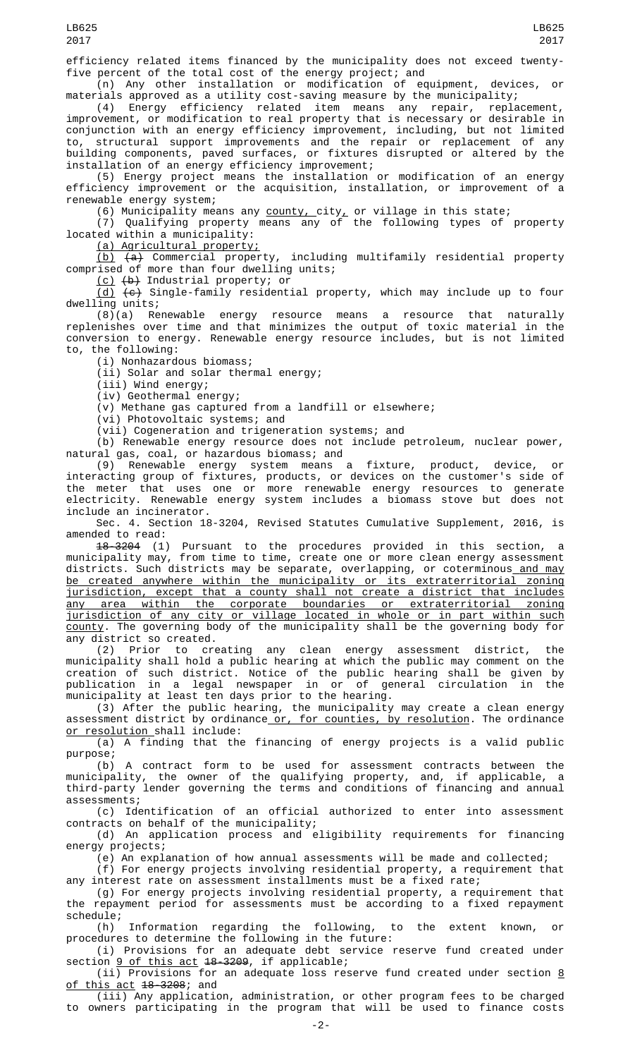efficiency related items financed by the municipality does not exceed twenty-five percent of the total cost of the energy project; and

(n) Any other installation or modification of equipment, devices, or materials approved as a utility cost-saving measure by the municipality;

(4) Energy efficiency related item means any repair, replacement, improvement, or modification to real property that is necessary or desirable in conjunction with an energy efficiency improvement, including, but not limited to, structural support improvements and the repair or replacement of any building components, paved surfaces, or fixtures disrupted or altered by the installation of an energy efficiency improvement;

(5) Energy project means the installation or modification of an energy efficiency improvement or the acquisition, installation, or improvement of a renewable energy system;

(6) Municipality means any county, city, or village in this state;

(7) Qualifying property means any of the following types of property located within a municipality:

(a) Agricultural property;

(b) ~~(a)~~ Commercial property, including multifamily residential property comprised of more than four dwelling units;

(c) ~~(b)~~ Industrial property; or

(d) ~~(c)~~ Single-family residential property, which may include up to four dwelling units;

(8)(a) Renewable energy resource means a resource that naturally replenishes over time and that minimizes the output of toxic material in the conversion to energy. Renewable energy resource includes, but is not limited to, the following:

(i) Nonhazardous biomass;

(ii) Solar and solar thermal energy;

(iii) Wind energy;

(iv) Geothermal energy;

(v) Methane gas captured from a landfill or elsewhere;

(vi) Photovoltaic systems; and

(vii) Cogeneration and trigeneration systems; and

(b) Renewable energy resource does not include petroleum, nuclear power, natural gas, coal, or hazardous biomass; and

(9) Renewable energy system means a fixture, product, device, or interacting group of fixtures, products, or devices on the customer's side of the meter that uses one or more renewable energy resources to generate electricity. Renewable energy system includes a biomass stove but does not include an incinerator.

Sec. 4. Section 18-3204, Revised Statutes Cumulative Supplement, 2016, is amended to read:

~~18-3204~~ (1) Pursuant to the procedures provided in this section, a municipality may, from time to time, create one or more clean energy assessment districts. Such districts may be separate, overlapping, or coterminous and may be created anywhere within the municipality or its extraterritorial zoning jurisdiction, except that a county shall not create a district that includes any area within the corporate boundaries or extraterritorial zoning jurisdiction of any city or village located in whole or in part within such county. The governing body of the municipality shall be the governing body for any district so created.

(2) Prior to creating any clean energy assessment district, the municipality shall hold a public hearing at which the public may comment on the creation of such district. Notice of the public hearing shall be given by publication in a legal newspaper in or of general circulation in the municipality at least ten days prior to the hearing.

(3) After the public hearing, the municipality may create a clean energy assessment district by ordinance or, for counties, by resolution. The ordinance or resolution shall include:

(a) A finding that the financing of energy projects is a valid public purpose;

(b) A contract form to be used for assessment contracts between the municipality, the owner of the qualifying property, and, if applicable, a third-party lender governing the terms and conditions of financing and annual assessments;

(c) Identification of an official authorized to enter into assessment contracts on behalf of the municipality;

(d) An application process and eligibility requirements for financing energy projects;

(e) An explanation of how annual assessments will be made and collected;

(f) For energy projects involving residential property, a requirement that any interest rate on assessment installments must be a fixed rate;

(g) For energy projects involving residential property, a requirement that the repayment period for assessments must be according to a fixed repayment schedule;

(h) Information regarding the following, to the extent known, or procedures to determine the following in the future:

(i) Provisions for an adequate debt service reserve fund created under section 9 of this act ~~18-3209~~, if applicable;

(ii) Provisions for an adequate loss reserve fund created under section 8 of this act ~~18-3208~~; and

(iii) Any application, administration, or other program fees to be charged to owners participating in the program that will be used to finance costs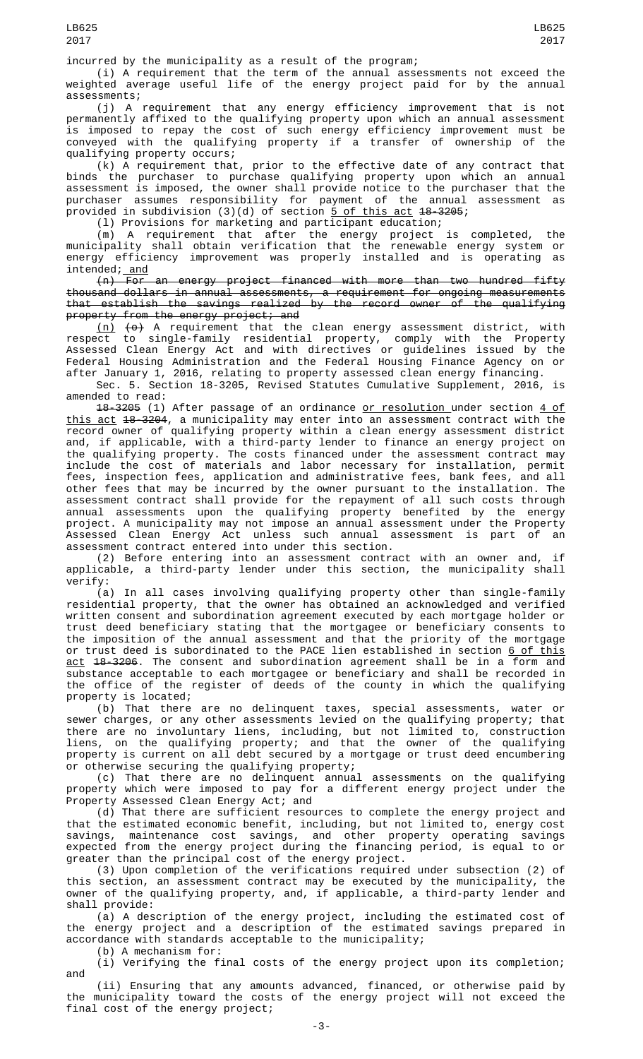incurred by the municipality as a result of the program;

(i) A requirement that the term of the annual assessments not exceed the weighted average useful life of the energy project paid for by the annual assessments;

(j) A requirement that any energy efficiency improvement that is not permanently affixed to the qualifying property upon which an annual assessment is imposed to repay the cost of such energy efficiency improvement must be conveyed with the qualifying property if a transfer of ownership of the qualifying property occurs;

(k) A requirement that, prior to the effective date of any contract that binds the purchaser to purchase qualifying property upon which an annual assessment is imposed, the owner shall provide notice to the purchaser that the purchaser assumes responsibility for payment of the annual assessment as provided in subdivision (3)(d) of section <u>5 of this act</u> ~~18-3205~~;

(l) Provisions for marketing and participant education;

(m) A requirement that after the energy project is completed, the municipality shall obtain verification that the renewable energy system or energy efficiency improvement was properly installed and is operating as intended;<u> and</u>

~~(n) For an energy project financed with more than two hundred fifty thousand dollars in annual assessments, a requirement for ongoing measurements that establish the savings realized by the record owner of the qualifying property from the energy project; and~~

<u>(n)</u> ~~(o)~~ A requirement that the clean energy assessment district, with respect to single-family residential property, comply with the Property Assessed Clean Energy Act and with directives or guidelines issued by the Federal Housing Administration and the Federal Housing Finance Agency on or after January 1, 2016, relating to property assessed clean energy financing.

Sec. 5. Section 18-3205, Revised Statutes Cumulative Supplement, 2016, is amended to read:

~~18-3205~~ (1) After passage of an ordinance <u>or resolution </u>under section <u>4 of this act</u> ~~18-3204~~, a municipality may enter into an assessment contract with the record owner of qualifying property within a clean energy assessment district and, if applicable, with a third-party lender to finance an energy project on the qualifying property. The costs financed under the assessment contract may include the cost of materials and labor necessary for installation, permit fees, inspection fees, application and administrative fees, bank fees, and all other fees that may be incurred by the owner pursuant to the installation. The assessment contract shall provide for the repayment of all such costs through annual assessments upon the qualifying property benefited by the energy project. A municipality may not impose an annual assessment under the Property Assessed Clean Energy Act unless such annual assessment is part of an assessment contract entered into under this section.

(2) Before entering into an assessment contract with an owner and, if applicable, a third-party lender under this section, the municipality shall verify:

(a) In all cases involving qualifying property other than single-family residential property, that the owner has obtained an acknowledged and verified written consent and subordination agreement executed by each mortgage holder or trust deed beneficiary stating that the mortgagee or beneficiary consents to the imposition of the annual assessment and that the priority of the mortgage or trust deed is subordinated to the PACE lien established in section <u>6 of this act</u> ~~18-3206~~. The consent and subordination agreement shall be in a form and substance acceptable to each mortgagee or beneficiary and shall be recorded in the office of the register of deeds of the county in which the qualifying property is located;

(b) That there are no delinquent taxes, special assessments, water or sewer charges, or any other assessments levied on the qualifying property; that there are no involuntary liens, including, but not limited to, construction liens, on the qualifying property; and that the owner of the qualifying property is current on all debt secured by a mortgage or trust deed encumbering or otherwise securing the qualifying property;

(c) That there are no delinquent annual assessments on the qualifying property which were imposed to pay for a different energy project under the Property Assessed Clean Energy Act; and

(d) That there are sufficient resources to complete the energy project and that the estimated economic benefit, including, but not limited to, energy cost savings, maintenance cost savings, and other property operating savings expected from the energy project during the financing period, is equal to or greater than the principal cost of the energy project.

(3) Upon completion of the verifications required under subsection (2) of this section, an assessment contract may be executed by the municipality, the owner of the qualifying property, and, if applicable, a third-party lender and shall provide:

(a) A description of the energy project, including the estimated cost of the energy project and a description of the estimated savings prepared in accordance with standards acceptable to the municipality;

(b) A mechanism for:

(i) Verifying the final costs of the energy project upon its completion; and

(ii) Ensuring that any amounts advanced, financed, or otherwise paid by the municipality toward the costs of the energy project will not exceed the final cost of the energy project;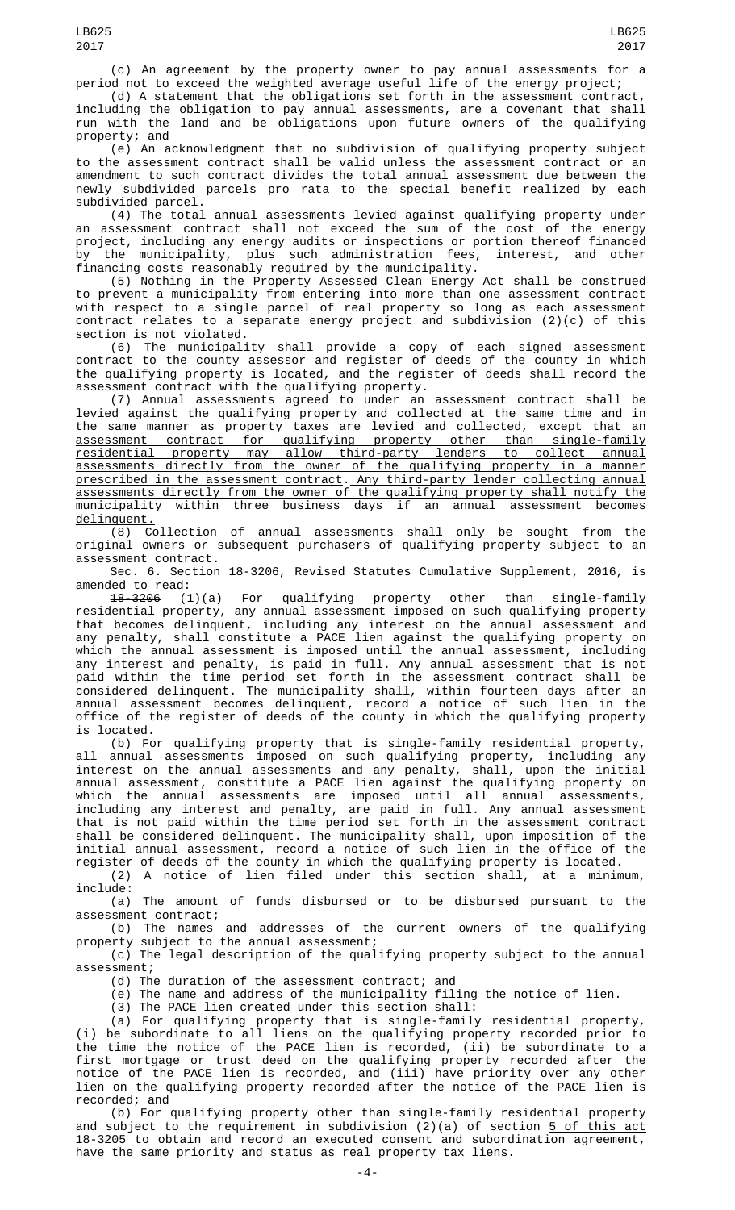(c) An agreement by the property owner to pay annual assessments for a period not to exceed the weighted average useful life of the energy project;

(d) A statement that the obligations set forth in the assessment contract, including the obligation to pay annual assessments, are a covenant that shall run with the land and be obligations upon future owners of the qualifying property; and

(e) An acknowledgment that no subdivision of qualifying property subject to the assessment contract shall be valid unless the assessment contract or an amendment to such contract divides the total annual assessment due between the newly subdivided parcels pro rata to the special benefit realized by each subdivided parcel.

(4) The total annual assessments levied against qualifying property under an assessment contract shall not exceed the sum of the cost of the energy project, including any energy audits or inspections or portion thereof financed by the municipality, plus such administration fees, interest, and other financing costs reasonably required by the municipality.

(5) Nothing in the Property Assessed Clean Energy Act shall be construed to prevent a municipality from entering into more than one assessment contract with respect to a single parcel of real property so long as each assessment contract relates to a separate energy project and subdivision (2)(c) of this section is not violated.

(6) The municipality shall provide a copy of each signed assessment contract to the county assessor and register of deeds of the county in which the qualifying property is located, and the register of deeds shall record the assessment contract with the qualifying property.

(7) Annual assessments agreed to under an assessment contract shall be levied against the qualifying property and collected at the same time and in the same manner as property taxes are levied and collected, except that an assessment contract for qualifying property other than single-family residential property may allow third-party lenders to collect annual assessments directly from the owner of the qualifying property in a manner prescribed in the assessment contract. Any third-party lender collecting annual assessments directly from the owner of the qualifying property shall notify the municipality within three business days if an annual assessment becomes delinquent.

(8) Collection of annual assessments shall only be sought from the original owners or subsequent purchasers of qualifying property subject to an assessment contract.

Sec. 6. Section 18-3206, Revised Statutes Cumulative Supplement, 2016, is amended to read:

~~18-3206~~ (1)(a) For qualifying property other than single-family residential property, any annual assessment imposed on such qualifying property that becomes delinquent, including any interest on the annual assessment and any penalty, shall constitute a PACE lien against the qualifying property on which the annual assessment is imposed until the annual assessment, including any interest and penalty, is paid in full. Any annual assessment that is not paid within the time period set forth in the assessment contract shall be considered delinquent. The municipality shall, within fourteen days after an annual assessment becomes delinquent, record a notice of such lien in the office of the register of deeds of the county in which the qualifying property is located.

(b) For qualifying property that is single-family residential property, all annual assessments imposed on such qualifying property, including any interest on the annual assessments and any penalty, shall, upon the initial annual assessment, constitute a PACE lien against the qualifying property on which the annual assessments are imposed until all annual assessments, including any interest and penalty, are paid in full. Any annual assessment that is not paid within the time period set forth in the assessment contract shall be considered delinquent. The municipality shall, upon imposition of the initial annual assessment, record a notice of such lien in the office of the register of deeds of the county in which the qualifying property is located.

(2) A notice of lien filed under this section shall, at a minimum, include:

(a) The amount of funds disbursed or to be disbursed pursuant to the assessment contract;

(b) The names and addresses of the current owners of the qualifying property subject to the annual assessment;

(c) The legal description of the qualifying property subject to the annual assessment;

(d) The duration of the assessment contract; and

(e) The name and address of the municipality filing the notice of lien.

(3) The PACE lien created under this section shall:

(a) For qualifying property that is single-family residential property, (i) be subordinate to all liens on the qualifying property recorded prior to the time the notice of the PACE lien is recorded, (ii) be subordinate to a first mortgage or trust deed on the qualifying property recorded after the notice of the PACE lien is recorded, and (iii) have priority over any other lien on the qualifying property recorded after the notice of the PACE lien is recorded; and

(b) For qualifying property other than single-family residential property and subject to the requirement in subdivision (2)(a) of section 5 of this act ~~18-3205~~ to obtain and record an executed consent and subordination agreement, have the same priority and status as real property tax liens.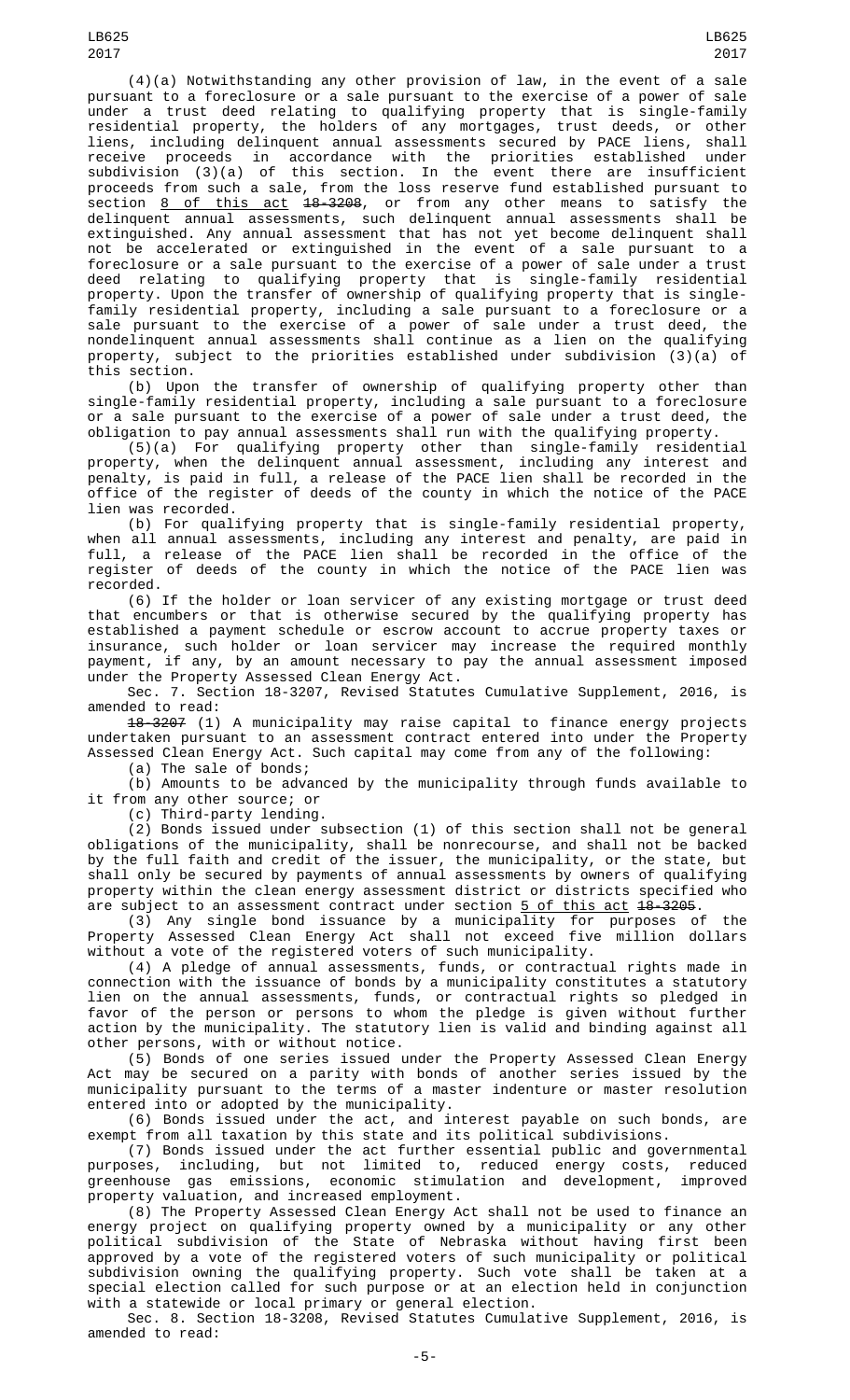(4)(a) Notwithstanding any other provision of law, in the event of a sale pursuant to a foreclosure or a sale pursuant to the exercise of a power of sale under a trust deed relating to qualifying property that is single-family residential property, the holders of any mortgages, trust deeds, or other liens, including delinquent annual assessments secured by PACE liens, shall receive proceeds in accordance with the priorities established under subdivision (3)(a) of this section. In the event there are insufficient proceeds from such a sale, from the loss reserve fund established pursuant to section 8 of this act ~~18-3208~~, or from any other means to satisfy the delinquent annual assessments, such delinquent annual assessments shall be extinguished. Any annual assessment that has not yet become delinquent shall not be accelerated or extinguished in the event of a sale pursuant to a foreclosure or a sale pursuant to the exercise of a power of sale under a trust deed relating to qualifying property that is single-family residential property. Upon the transfer of ownership of qualifying property that is single-family residential property, including a sale pursuant to a foreclosure or a sale pursuant to the exercise of a power of sale under a trust deed, the nondelinquent annual assessments shall continue as a lien on the qualifying property, subject to the priorities established under subdivision (3)(a) of this section.

(b) Upon the transfer of ownership of qualifying property other than single-family residential property, including a sale pursuant to a foreclosure or a sale pursuant to the exercise of a power of sale under a trust deed, the obligation to pay annual assessments shall run with the qualifying property.

(5)(a) For qualifying property other than single-family residential property, when the delinquent annual assessment, including any interest and penalty, is paid in full, a release of the PACE lien shall be recorded in the office of the register of deeds of the county in which the notice of the PACE lien was recorded.

(b) For qualifying property that is single-family residential property, when all annual assessments, including any interest and penalty, are paid in full, a release of the PACE lien shall be recorded in the office of the register of deeds of the county in which the notice of the PACE lien was recorded.

(6) If the holder or loan servicer of any existing mortgage or trust deed that encumbers or that is otherwise secured by the qualifying property has established a payment schedule or escrow account to accrue property taxes or insurance, such holder or loan servicer may increase the required monthly payment, if any, by an amount necessary to pay the annual assessment imposed under the Property Assessed Clean Energy Act.

Sec. 7. Section 18-3207, Revised Statutes Cumulative Supplement, 2016, is amended to read:

~~18-3207~~ (1) A municipality may raise capital to finance energy projects undertaken pursuant to an assessment contract entered into under the Property Assessed Clean Energy Act. Such capital may come from any of the following:

(a) The sale of bonds;

(b) Amounts to be advanced by the municipality through funds available to it from any other source; or

(c) Third-party lending.

(2) Bonds issued under subsection (1) of this section shall not be general obligations of the municipality, shall be nonrecourse, and shall not be backed by the full faith and credit of the issuer, the municipality, or the state, but shall only be secured by payments of annual assessments by owners of qualifying property within the clean energy assessment district or districts specified who are subject to an assessment contract under section 5 of this act ~~18-3205~~.

(3) Any single bond issuance by a municipality for purposes of the Property Assessed Clean Energy Act shall not exceed five million dollars without a vote of the registered voters of such municipality.

(4) A pledge of annual assessments, funds, or contractual rights made in connection with the issuance of bonds by a municipality constitutes a statutory lien on the annual assessments, funds, or contractual rights so pledged in favor of the person or persons to whom the pledge is given without further action by the municipality. The statutory lien is valid and binding against all other persons, with or without notice.

(5) Bonds of one series issued under the Property Assessed Clean Energy Act may be secured on a parity with bonds of another series issued by the municipality pursuant to the terms of a master indenture or master resolution entered into or adopted by the municipality.

(6) Bonds issued under the act, and interest payable on such bonds, are exempt from all taxation by this state and its political subdivisions.

(7) Bonds issued under the act further essential public and governmental purposes, including, but not limited to, reduced energy costs, reduced greenhouse gas emissions, economic stimulation and development, improved property valuation, and increased employment.

(8) The Property Assessed Clean Energy Act shall not be used to finance an energy project on qualifying property owned by a municipality or any other political subdivision of the State of Nebraska without having first been approved by a vote of the registered voters of such municipality or political subdivision owning the qualifying property. Such vote shall be taken at a special election called for such purpose or at an election held in conjunction with a statewide or local primary or general election.

Sec. 8. Section 18-3208, Revised Statutes Cumulative Supplement, 2016, is amended to read: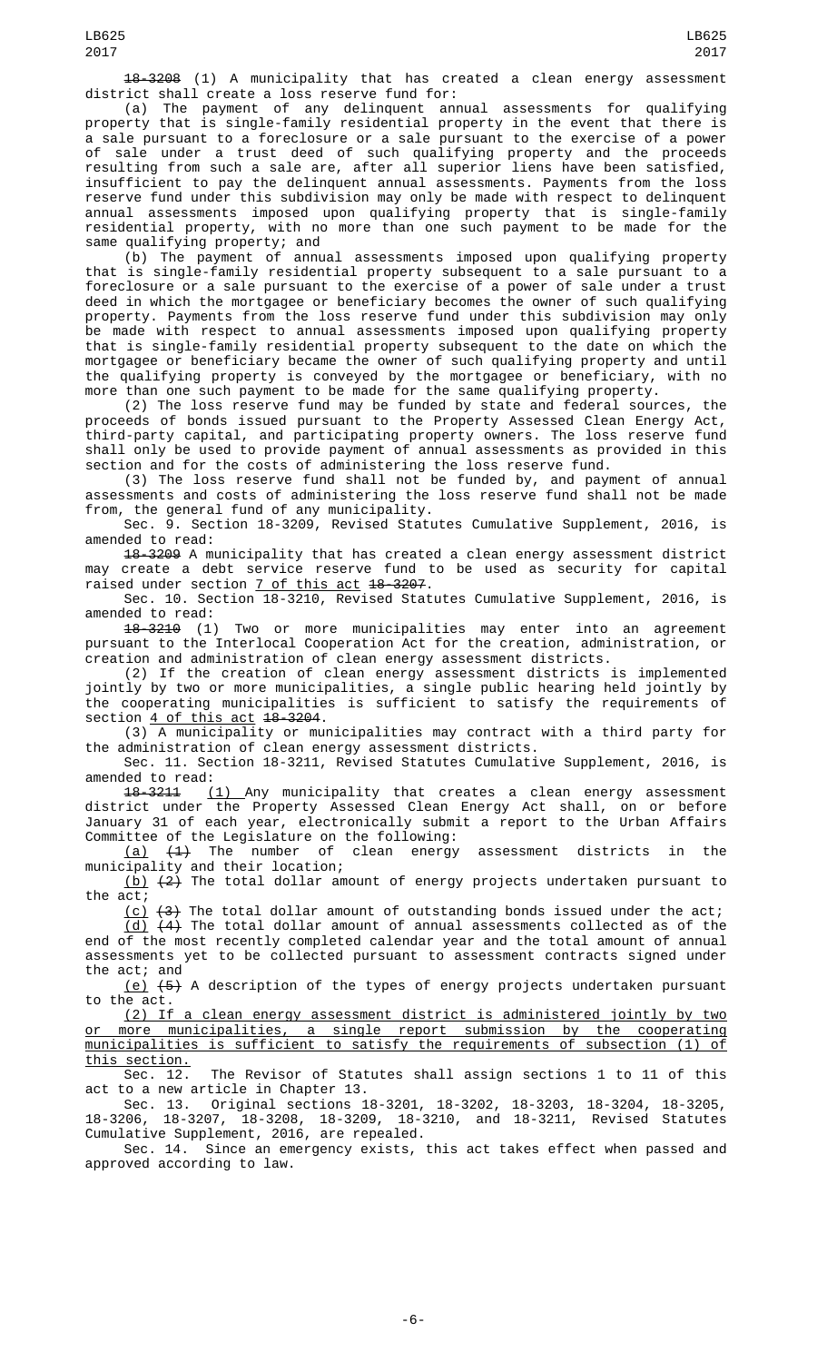18-3208 (1) A municipality that has created a clean energy assessment district shall create a loss reserve fund for:

(a) The payment of any delinquent annual assessments for qualifying property that is single-family residential property in the event that there is a sale pursuant to a foreclosure or a sale pursuant to the exercise of a power of sale under a trust deed of such qualifying property and the proceeds resulting from such a sale are, after all superior liens have been satisfied, insufficient to pay the delinquent annual assessments. Payments from the loss reserve fund under this subdivision may only be made with respect to delinquent annual assessments imposed upon qualifying property that is single-family residential property, with no more than one such payment to be made for the same qualifying property; and

(b) The payment of annual assessments imposed upon qualifying property that is single-family residential property subsequent to a sale pursuant to a foreclosure or a sale pursuant to the exercise of a power of sale under a trust deed in which the mortgagee or beneficiary becomes the owner of such qualifying property. Payments from the loss reserve fund under this subdivision may only be made with respect to annual assessments imposed upon qualifying property that is single-family residential property subsequent to the date on which the mortgagee or beneficiary became the owner of such qualifying property and until the qualifying property is conveyed by the mortgagee or beneficiary, with no more than one such payment to be made for the same qualifying property.

(2) The loss reserve fund may be funded by state and federal sources, the proceeds of bonds issued pursuant to the Property Assessed Clean Energy Act, third-party capital, and participating property owners. The loss reserve fund shall only be used to provide payment of annual assessments as provided in this section and for the costs of administering the loss reserve fund.

(3) The loss reserve fund shall not be funded by, and payment of annual assessments and costs of administering the loss reserve fund shall not be made from, the general fund of any municipality.

Sec. 9. Section 18-3209, Revised Statutes Cumulative Supplement, 2016, is amended to read:

~~18-3209~~ A municipality that has created a clean energy assessment district may create a debt service reserve fund to be used as security for capital raised under section 7 of this act ~~18-3207~~.

Sec. 10. Section 18-3210, Revised Statutes Cumulative Supplement, 2016, is amended to read:

~~18-3210~~ (1) Two or more municipalities may enter into an agreement pursuant to the Interlocal Cooperation Act for the creation, administration, or creation and administration of clean energy assessment districts.

(2) If the creation of clean energy assessment districts is implemented jointly by two or more municipalities, a single public hearing held jointly by the cooperating municipalities is sufficient to satisfy the requirements of section 4 of this act ~~18-3204~~.

(3) A municipality or municipalities may contract with a third party for the administration of clean energy assessment districts.

Sec. 11. Section 18-3211, Revised Statutes Cumulative Supplement, 2016, is amended to read:

~~18-3211~~ (1) Any municipality that creates a clean energy assessment district under the Property Assessed Clean Energy Act shall, on or before January 31 of each year, electronically submit a report to the Urban Affairs Committee of the Legislature on the following:

(a) ~~(1)~~ The number of clean energy assessment districts in the municipality and their location;

(b) ~~(2)~~ The total dollar amount of energy projects undertaken pursuant to the act;

(c) ~~(3)~~ The total dollar amount of outstanding bonds issued under the act;

(d) ~~(4)~~ The total dollar amount of annual assessments collected as of the end of the most recently completed calendar year and the total amount of annual assessments yet to be collected pursuant to assessment contracts signed under the act; and

(e) ~~(5)~~ A description of the types of energy projects undertaken pursuant to the act.

(2) If a clean energy assessment district is administered jointly by two or more municipalities, a single report submission by the cooperating municipalities is sufficient to satisfy the requirements of subsection (1) of this section.

Sec. 12. The Revisor of Statutes shall assign sections 1 to 11 of this act to a new article in Chapter 13.

Sec. 13. Original sections 18-3201, 18-3202, 18-3203, 18-3204, 18-3205, 18-3206, 18-3207, 18-3208, 18-3209, 18-3210, and 18-3211, Revised Statutes Cumulative Supplement, 2016, are repealed.

Sec. 14. Since an emergency exists, this act takes effect when passed and approved according to law.